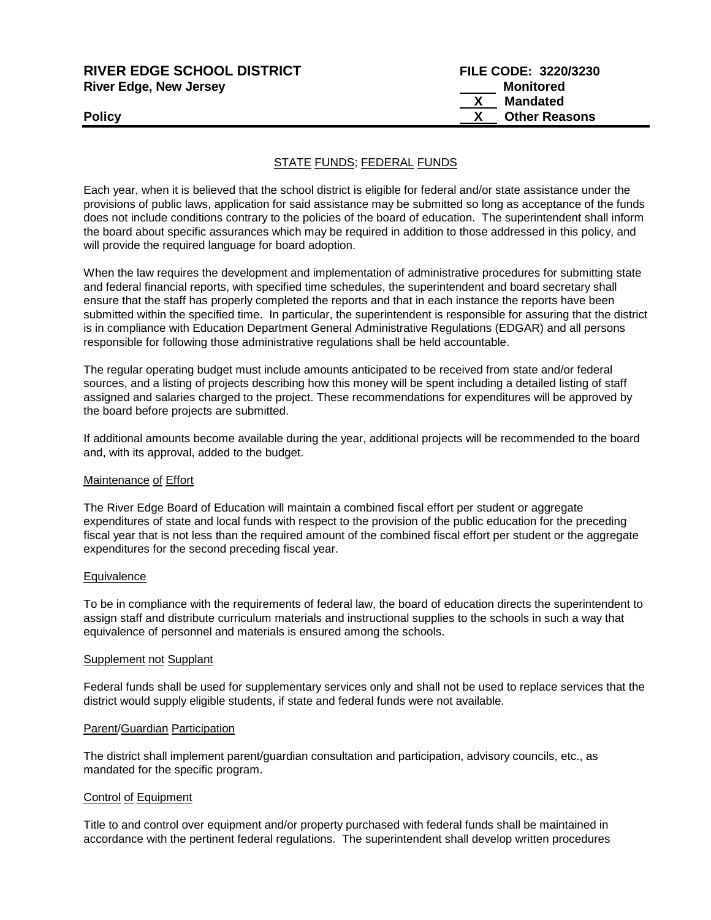**RIVER EDGE SCHOOL DISTRICT**
**River Edge, New Jersey**

**Policy**

**FILE CODE: 3220/3230**
_____ **Monitored**
__X__ **Mandated**
__X__ **Other Reasons**

## STATE FUNDS; FEDERAL FUNDS

Each year, when it is believed that the school district is eligible for federal and/or state assistance under the provisions of public laws, application for said assistance may be submitted so long as acceptance of the funds does not include conditions contrary to the policies of the board of education. The superintendent shall inform the board about specific assurances which may be required in addition to those addressed in this policy, and will provide the required language for board adoption.

When the law requires the development and implementation of administrative procedures for submitting state and federal financial reports, with specified time schedules, the superintendent and board secretary shall ensure that the staff has properly completed the reports and that in each instance the reports have been submitted within the specified time. In particular, the superintendent is responsible for assuring that the district is in compliance with Education Department General Administrative Regulations (EDGAR) and all persons responsible for following those administrative regulations shall be held accountable.

The regular operating budget must include amounts anticipated to be received from state and/or federal sources, and a listing of projects describing how this money will be spent including a detailed listing of staff assigned and salaries charged to the project. These recommendations for expenditures will be approved by the board before projects are submitted.

If additional amounts become available during the year, additional projects will be recommended to the board and, with its approval, added to the budget.

### Maintenance of Effort

The River Edge Board of Education will maintain a combined fiscal effort per student or aggregate expenditures of state and local funds with respect to the provision of the public education for the preceding fiscal year that is not less than the required amount of the combined fiscal effort per student or the aggregate expenditures for the second preceding fiscal year.

### Equivalence

To be in compliance with the requirements of federal law, the board of education directs the superintendent to assign staff and distribute curriculum materials and instructional supplies to the schools in such a way that equivalence of personnel and materials is ensured among the schools.

### Supplement not Supplant

Federal funds shall be used for supplementary services only and shall not be used to replace services that the district would supply eligible students, if state and federal funds were not available.

### Parent/Guardian Participation

The district shall implement parent/guardian consultation and participation, advisory councils, etc., as mandated for the specific program.

### Control of Equipment

Title to and control over equipment and/or property purchased with federal funds shall be maintained in accordance with the pertinent federal regulations. The superintendent shall develop written procedures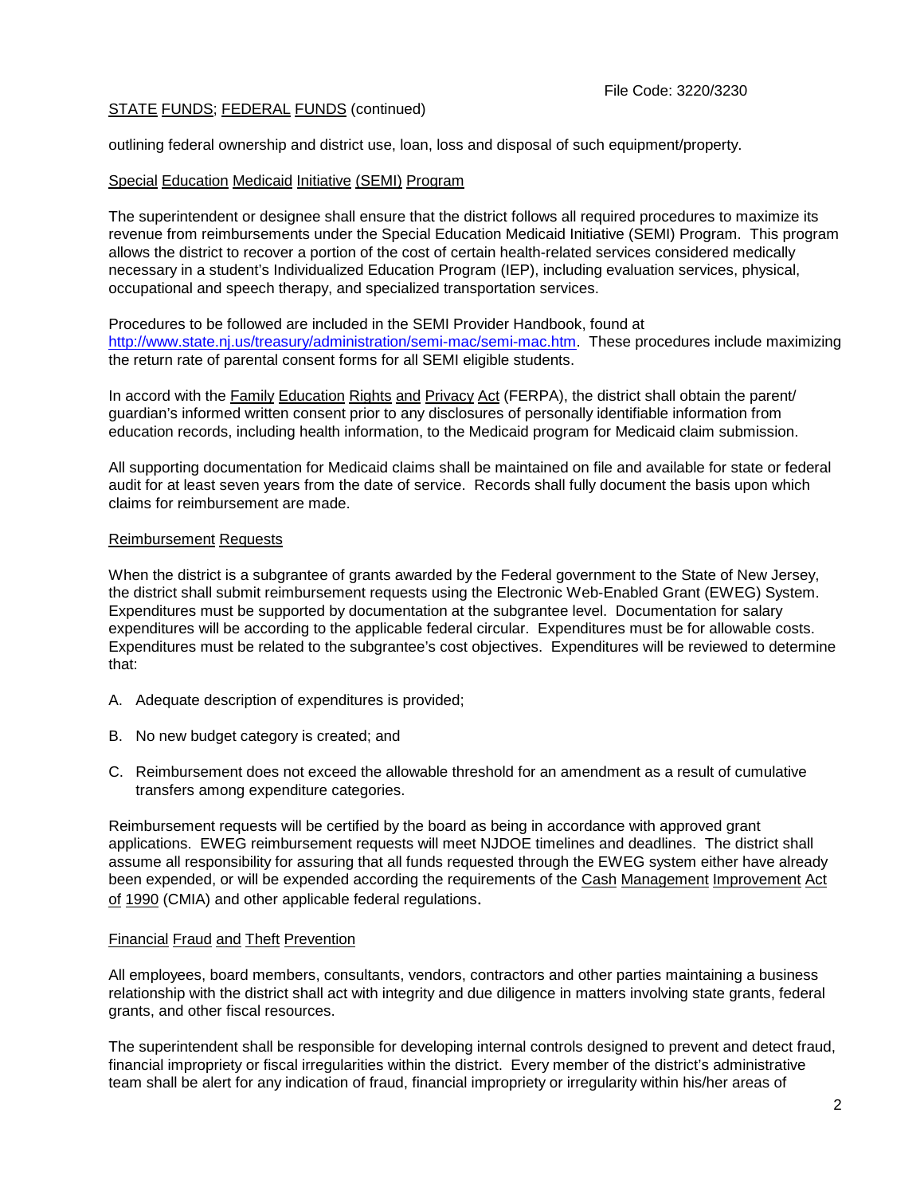outlining federal ownership and district use, loan, loss and disposal of such equipment/property.

### Special Education Medicaid Initiative (SEMI) Program

The superintendent or designee shall ensure that the district follows all required procedures to maximize its revenue from reimbursements under the Special Education Medicaid Initiative (SEMI) Program. This program allows the district to recover a portion of the cost of certain health-related services considered medically necessary in a student's Individualized Education Program (IEP), including evaluation services, physical, occupational and speech therapy, and specialized transportation services.

Procedures to be followed are included in the SEMI Provider Handbook, found at http://www.state.nj.us/treasury/administration/semi-mac/semi-mac.htm. These procedures include maximizing the return rate of parental consent forms for all SEMI eligible students.

In accord with the Family Education Rights and Privacy Act (FERPA), the district shall obtain the parent/guardian's informed written consent prior to any disclosures of personally identifiable information from education records, including health information, to the Medicaid program for Medicaid claim submission.

All supporting documentation for Medicaid claims shall be maintained on file and available for state or federal audit for at least seven years from the date of service. Records shall fully document the basis upon which claims for reimbursement are made.

### Reimbursement Requests

When the district is a subgrantee of grants awarded by the Federal government to the State of New Jersey, the district shall submit reimbursement requests using the Electronic Web-Enabled Grant (EWEG) System. Expenditures must be supported by documentation at the subgrantee level. Documentation for salary expenditures will be according to the applicable federal circular. Expenditures must be for allowable costs. Expenditures must be related to the subgrantee's cost objectives. Expenditures will be reviewed to determine that:

A. Adequate description of expenditures is provided;

B. No new budget category is created; and

C. Reimbursement does not exceed the allowable threshold for an amendment as a result of cumulative transfers among expenditure categories.

Reimbursement requests will be certified by the board as being in accordance with approved grant applications. EWEG reimbursement requests will meet NJDOE timelines and deadlines. The district shall assume all responsibility for assuring that all funds requested through the EWEG system either have already been expended, or will be expended according the requirements of the Cash Management Improvement Act of 1990 (CMIA) and other applicable federal regulations.

### Financial Fraud and Theft Prevention

All employees, board members, consultants, vendors, contractors and other parties maintaining a business relationship with the district shall act with integrity and due diligence in matters involving state grants, federal grants, and other fiscal resources.

The superintendent shall be responsible for developing internal controls designed to prevent and detect fraud, financial impropriety or fiscal irregularities within the district. Every member of the district's administrative team shall be alert for any indication of fraud, financial impropriety or irregularity within his/her areas of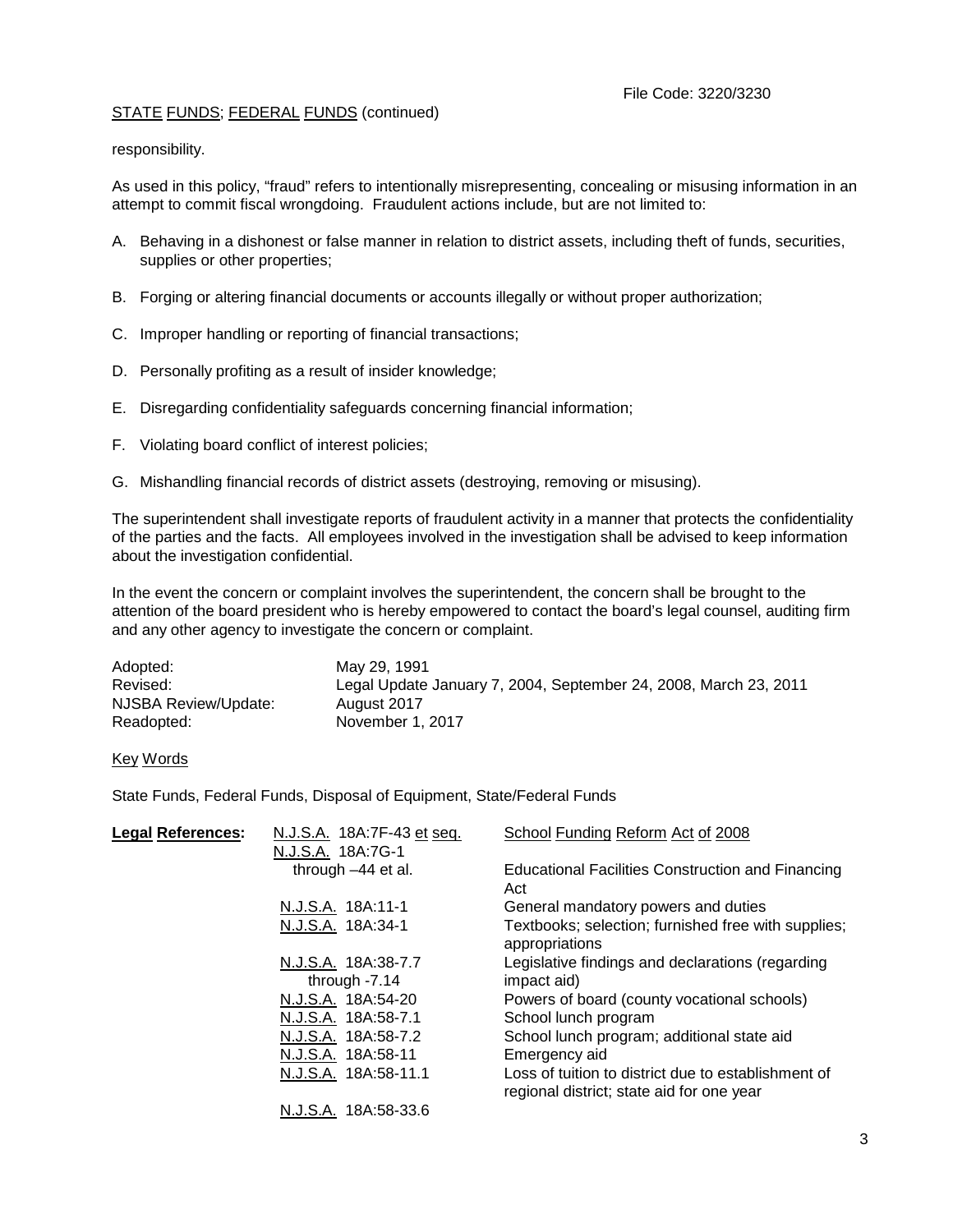responsibility.

As used in this policy, "fraud" refers to intentionally misrepresenting, concealing or misusing information in an attempt to commit fiscal wrongdoing. Fraudulent actions include, but are not limited to:

A. Behaving in a dishonest or false manner in relation to district assets, including theft of funds, securities, supplies or other properties;

B. Forging or altering financial documents or accounts illegally or without proper authorization;

C. Improper handling or reporting of financial transactions;

D. Personally profiting as a result of insider knowledge;

E. Disregarding confidentiality safeguards concerning financial information;

F. Violating board conflict of interest policies;

G. Mishandling financial records of district assets (destroying, removing or misusing).

The superintendent shall investigate reports of fraudulent activity in a manner that protects the confidentiality of the parties and the facts. All employees involved in the investigation shall be advised to keep information about the investigation confidential.

In the event the concern or complaint involves the superintendent, the concern shall be brought to the attention of the board president who is hereby empowered to contact the board's legal counsel, auditing firm and any other agency to investigate the concern or complaint.

| | |
|---|---|
| Adopted: | May 29, 1991 |
| Revised: | Legal Update January 7, 2004, September 24, 2008, March 23, 2011 |
| NJSBA Review/Update: | August 2017 |
| Readopted: | November 1, 2017 |

Key Words

State Funds, Federal Funds, Disposal of Equipment, State/Federal Funds

| **Legal References:** | | |
|---|---|---|
| | N.J.S.A. 18A:7F-43 et seq. | School Funding Reform Act of 2008 |
| | N.J.S.A. 18A:7G-1 through –44 et al. | Educational Facilities Construction and Financing Act |
| | N.J.S.A. 18A:11-1 | General mandatory powers and duties |
| | N.J.S.A. 18A:34-1 | Textbooks; selection; furnished free with supplies; appropriations |
| | N.J.S.A. 18A:38-7.7 through -7.14 | Legislative findings and declarations (regarding impact aid) |
| | N.J.S.A. 18A:54-20 | Powers of board (county vocational schools) |
| | N.J.S.A. 18A:58-7.1 | School lunch program |
| | N.J.S.A. 18A:58-7.2 | School lunch program; additional state aid |
| | N.J.S.A. 18A:58-11 | Emergency aid |
| | N.J.S.A. 18A:58-11.1 | Loss of tuition to district due to establishment of regional district; state aid for one year |
| | N.J.S.A. 18A:58-33.6 | |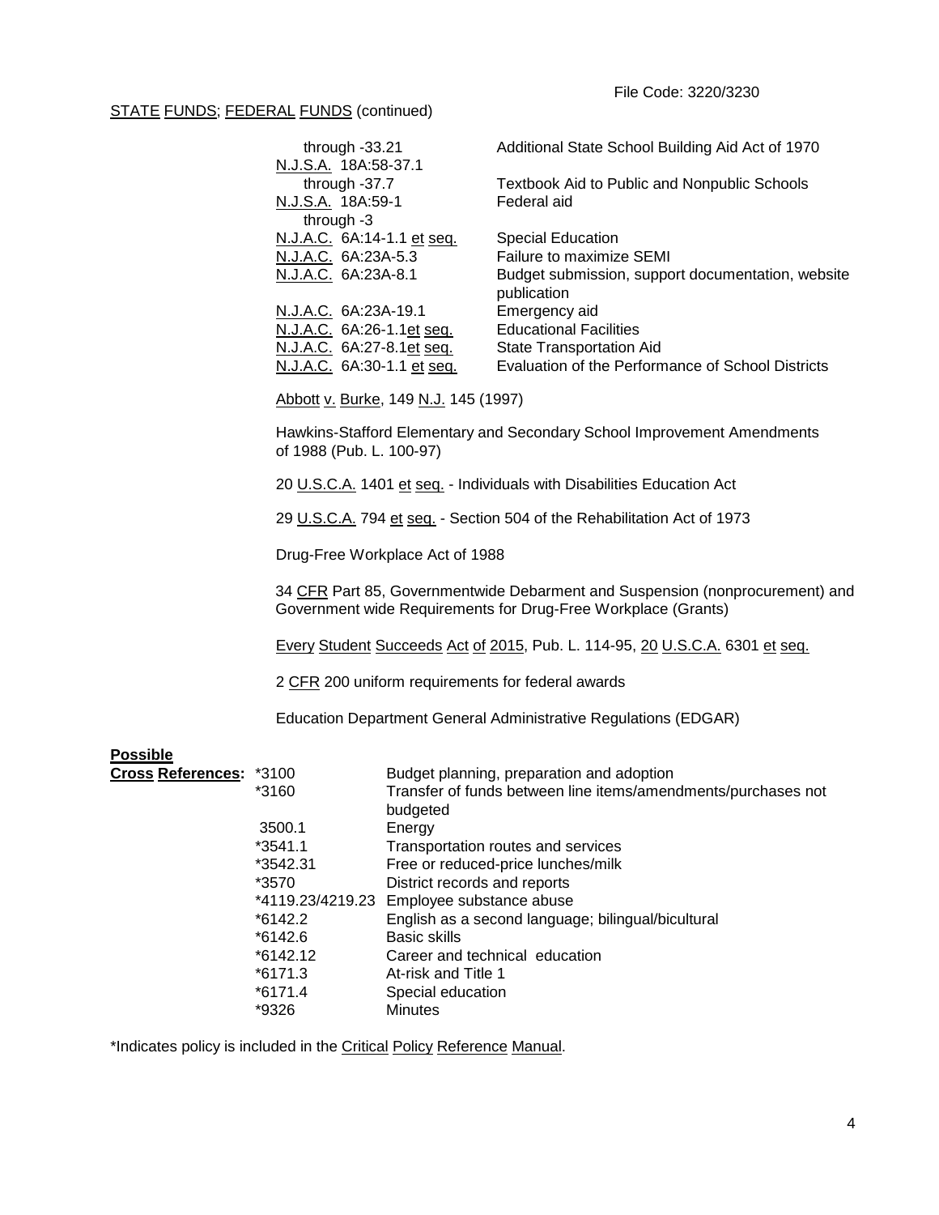STATE FUNDS; FEDERAL FUNDS (continued)

| | |
|---|---|
| through -33.21 | Additional State School Building Aid Act of 1970 |
| N.J.S.A. 18A:58-37.1 through -37.7 | Textbook Aid to Public and Nonpublic Schools |
| N.J.S.A. 18A:59-1 through -3 | Federal aid |
| N.J.A.C. 6A:14-1.1 et seq. | Special Education |
| N.J.A.C. 6A:23A-5.3 | Failure to maximize SEMI |
| N.J.A.C. 6A:23A-8.1 | Budget submission, support documentation, website publication |
| N.J.A.C. 6A:23A-19.1 | Emergency aid |
| N.J.A.C. 6A:26-1.1et seq. | Educational Facilities |
| N.J.A.C. 6A:27-8.1et seq. | State Transportation Aid |
| N.J.A.C. 6A:30-1.1 et seq. | Evaluation of the Performance of School Districts |

Abbott v. Burke, 149 N.J. 145 (1997)

Hawkins-Stafford Elementary and Secondary School Improvement Amendments of 1988 (Pub. L. 100-97)

20 U.S.C.A. 1401 et seq. - Individuals with Disabilities Education Act

29 U.S.C.A. 794 et seq. - Section 504 of the Rehabilitation Act of 1973

Drug-Free Workplace Act of 1988

34 CFR Part 85, Governmentwide Debarment and Suspension (nonprocurement) and Government wide Requirements for Drug-Free Workplace (Grants)

Every Student Succeeds Act of 2015, Pub. L. 114-95, 20 U.S.C.A. 6301 et seq.

2 CFR 200 uniform requirements for federal awards

Education Department General Administrative Regulations (EDGAR)

**Possible Cross References:**

| | |
|---|---|
| *3100 | Budget planning, preparation and adoption |
| *3160 | Transfer of funds between line items/amendments/purchases not budgeted |
| 3500.1 | Energy |
| *3541.1 | Transportation routes and services |
| *3542.31 | Free or reduced-price lunches/milk |
| *3570 | District records and reports |
| *4119.23/4219.23 | Employee substance abuse |
| *6142.2 | English as a second language; bilingual/bicultural |
| *6142.6 | Basic skills |
| *6142.12 | Career and technical education |
| *6171.3 | At-risk and Title 1 |
| *6171.4 | Special education |
| *9326 | Minutes |

*Indicates policy is included in the Critical Policy Reference Manual.